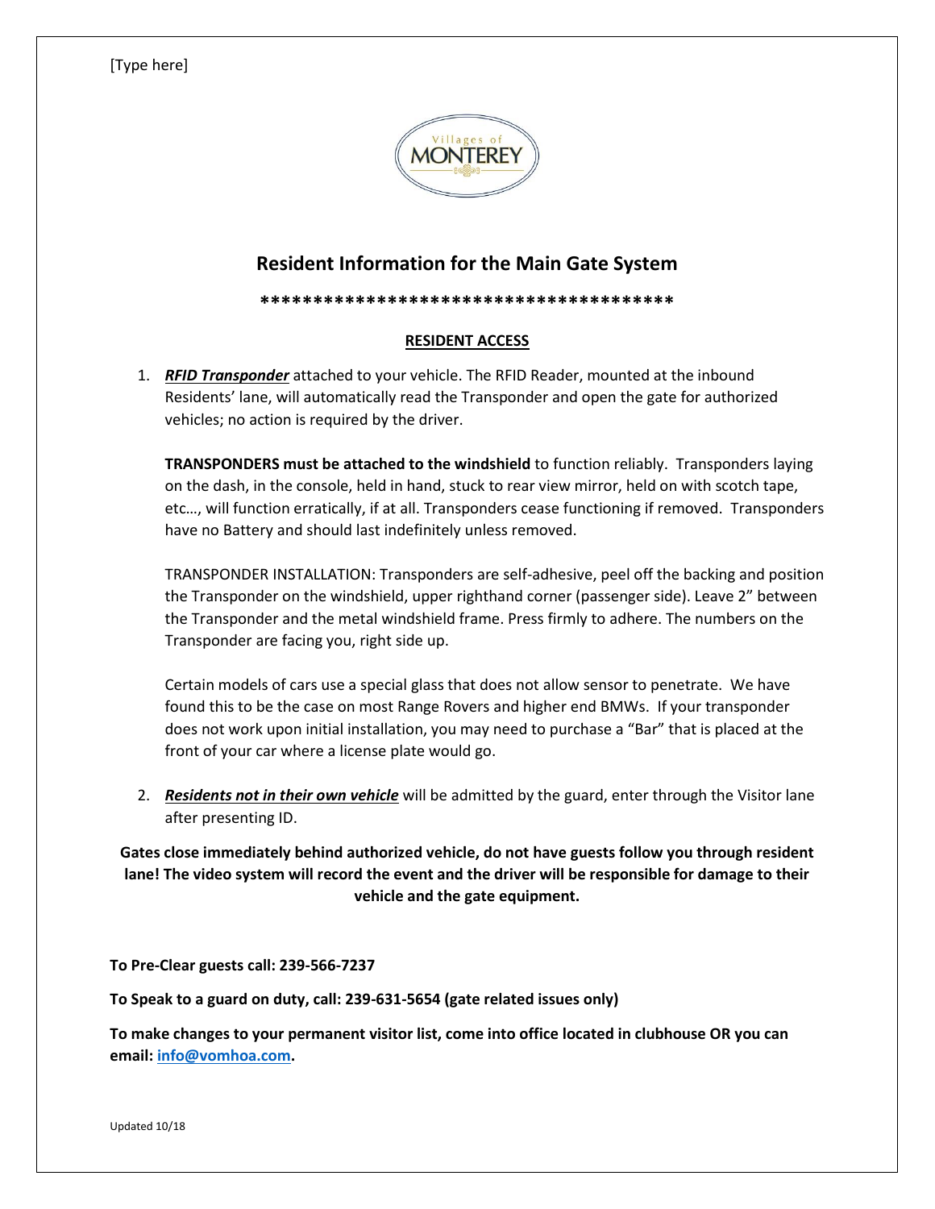[Type here]

Villages of MONTEREY

## Resident Information for the Main Gate System

****************************************

### RESIDENT ACCESS

1. ***RFID Transponder*** attached to your vehicle. The RFID Reader, mounted at the inbound Residents' lane, will automatically read the Transponder and open the gate for authorized vehicles; no action is required by the driver.

   **TRANSPONDERS must be attached to the windshield** to function reliably. Transponders laying on the dash, in the console, held in hand, stuck to rear view mirror, held on with scotch tape, etc..., will function erratically, if at all. Transponders cease functioning if removed. Transponders have no Battery and should last indefinitely unless removed.

   TRANSPONDER INSTALLATION: Transponders are self-adhesive, peel off the backing and position the Transponder on the windshield, upper righthand corner (passenger side). Leave 2" between the Transponder and the metal windshield frame. Press firmly to adhere. The numbers on the Transponder are facing you, right side up.

   Certain models of cars use a special glass that does not allow sensor to penetrate. We have found this to be the case on most Range Rovers and higher end BMWs. If your transponder does not work upon initial installation, you may need to purchase a "Bar" that is placed at the front of your car where a license plate would go.

2. ***Residents not in their own vehicle*** will be admitted by the guard, enter through the Visitor lane after presenting ID.

**Gates close immediately behind authorized vehicle, do not have guests follow you through resident lane! The video system will record the event and the driver will be responsible for damage to their vehicle and the gate equipment.**

**To Pre-Clear guests call: 239-566-7237**

**To Speak to a guard on duty, call: 239-631-5654 (gate related issues only)**

**To make changes to your permanent visitor list, come into office located in clubhouse OR you can email: info@vomhoa.com.**

Updated 10/18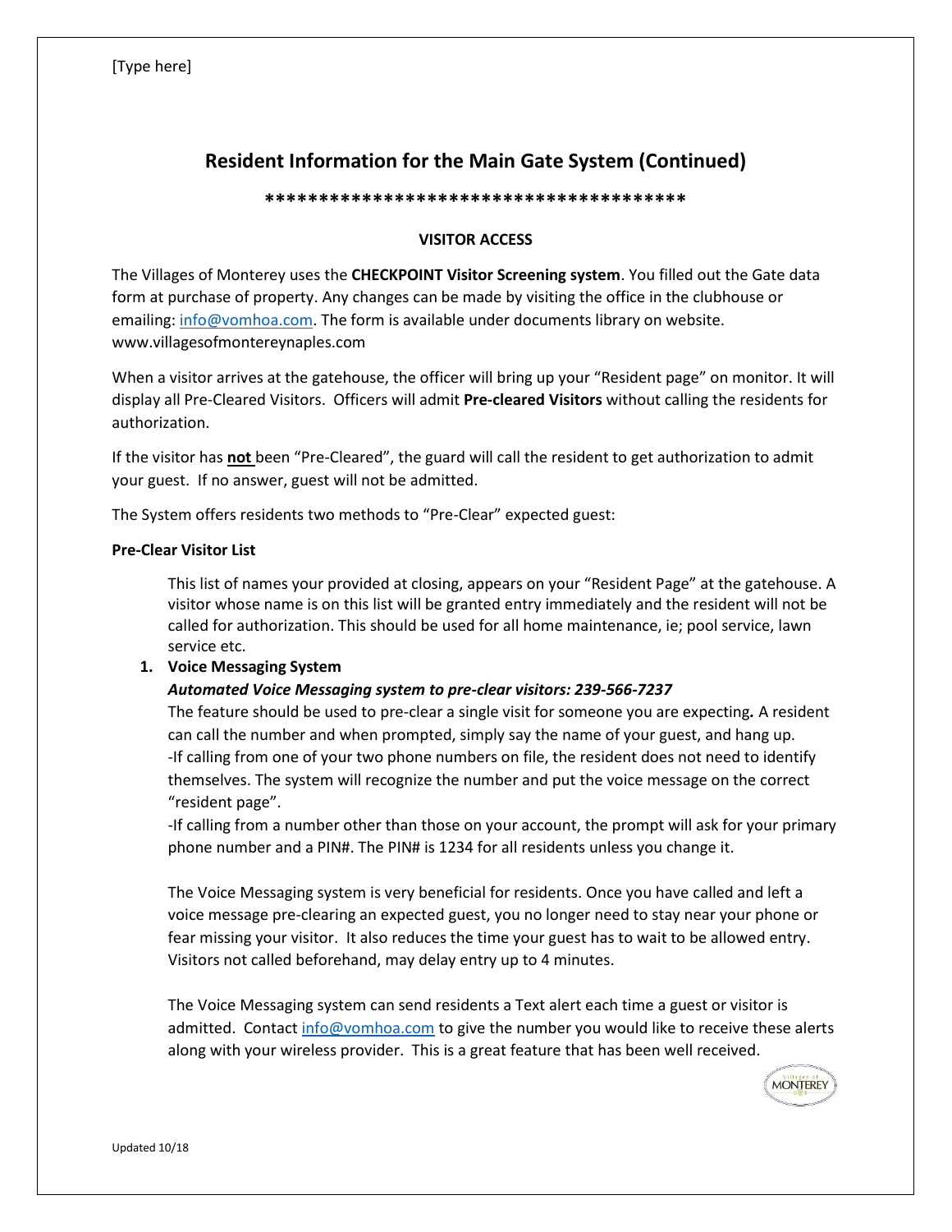[Type here]

## Resident Information for the Main Gate System (Continued)

****************************************

**VISITOR ACCESS**

The Villages of Monterey uses the **CHECKPOINT Visitor Screening system**. You filled out the Gate data form at purchase of property. Any changes can be made by visiting the office in the clubhouse or emailing: info@vomhoa.com. The form is available under documents library on website. www.villagesofmontereynaples.com

When a visitor arrives at the gatehouse, the officer will bring up your "Resident page" on monitor. It will display all Pre-Cleared Visitors. Officers will admit **Pre-cleared Visitors** without calling the residents for authorization.

If the visitor has **not** been "Pre-Cleared", the guard will call the resident to get authorization to admit your guest. If no answer, guest will not be admitted.

The System offers residents two methods to "Pre-Clear" expected guest:

**Pre-Clear Visitor List**

This list of names your provided at closing, appears on your "Resident Page" at the gatehouse. A visitor whose name is on this list will be granted entry immediately and the resident will not be called for authorization. This should be used for all home maintenance, ie; pool service, lawn service etc.

1. **Voice Messaging System**

   ***Automated Voice Messaging system to pre-clear visitors: 239-566-7237***

   The feature should be used to pre-clear a single visit for someone you are expecting**.** A resident can call the number and when prompted, simply say the name of your guest, and hang up.
   -If calling from one of your two phone numbers on file, the resident does not need to identify themselves. The system will recognize the number and put the voice message on the correct "resident page".
   -If calling from a number other than those on your account, the prompt will ask for your primary phone number and a PIN#. The PIN# is 1234 for all residents unless you change it.

   The Voice Messaging system is very beneficial for residents. Once you have called and left a voice message pre-clearing an expected guest, you no longer need to stay near your phone or fear missing your visitor. It also reduces the time your guest has to wait to be allowed entry. Visitors not called beforehand, may delay entry up to 4 minutes.

   The Voice Messaging system can send residents a Text alert each time a guest or visitor is admitted. Contact info@vomhoa.com to give the number you would like to receive these alerts along with your wireless provider. This is a great feature that has been well received.

Updated 10/18